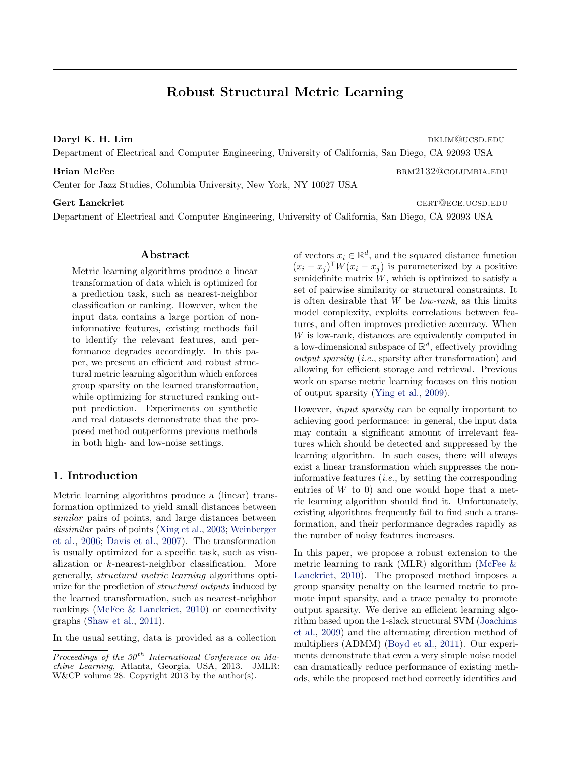# Robust Structural Metric Learning

**Daryl K. H. Lim** DKLIM@UCSD.EDU
Department of Electrical and Computer Engineering, University of California, San Diego, CA 92093 USA

**Brian McFee** BRM2132@COLUMBIA.EDU
Center for Jazz Studies, Columbia University, New York, NY 10027 USA

**Gert Lanckriet** GERT@ECE.UCSD.EDU
Department of Electrical and Computer Engineering, University of California, San Diego, CA 92093 USA

## Abstract

Metric learning algorithms produce a linear transformation of data which is optimized for a prediction task, such as nearest-neighbor classification or ranking. However, when the input data contains a large portion of non-informative features, existing methods fail to identify the relevant features, and performance degrades accordingly. In this paper, we present an efficient and robust structural metric learning algorithm which enforces group sparsity on the learned transformation, while optimizing for structured ranking output prediction. Experiments on synthetic and real datasets demonstrate that the proposed method outperforms previous methods in both high- and low-noise settings.

## 1. Introduction

Metric learning algorithms produce a (linear) transformation optimized to yield small distances between *similar* pairs of points, and large distances between *dissimilar* pairs of points (Xing et al., 2003; Weinberger et al., 2006; Davis et al., 2007). The transformation is usually optimized for a specific task, such as visualization or $k$-nearest-neighbor classification. More generally, *structural metric learning* algorithms optimize for the prediction of *structured outputs* induced by the learned transformation, such as nearest-neighbor rankings (McFee & Lanckriet, 2010) or connectivity graphs (Shaw et al., 2011).

In the usual setting, data is provided as a collection of vectors $x_i \in \mathbb{R}^d$, and the squared distance function $(x_i - x_j)^\mathsf{T} W (x_i - x_j)$ is parameterized by a positive semidefinite matrix $W$, which is optimized to satisfy a set of pairwise similarity or structural constraints. It is often desirable that $W$ be *low-rank*, as this limits model complexity, exploits correlations between features, and often improves predictive accuracy. When $W$ is low-rank, distances are equivalently computed in a low-dimensional subspace of $\mathbb{R}^d$, effectively providing *output sparsity* (*i.e.*, sparsity after transformation) and allowing for efficient storage and retrieval. Previous work on sparse metric learning focuses on this notion of output sparsity (Ying et al., 2009).

However, *input sparsity* can be equally important to achieving good performance: in general, the input data may contain a significant amount of irrelevant features which should be detected and suppressed by the learning algorithm. In such cases, there will always exist a linear transformation which suppresses the non-informative features (*i.e.*, by setting the corresponding entries of $W$ to 0) and one would hope that a metric learning algorithm should find it. Unfortunately, existing algorithms frequently fail to find such a transformation, and their performance degrades rapidly as the number of noisy features increases.

In this paper, we propose a robust extension to the metric learning to rank (MLR) algorithm (McFee & Lanckriet, 2010). The proposed method imposes a group sparsity penalty on the learned metric to promote input sparsity, and a trace penalty to promote output sparsity. We derive an efficient learning algorithm based upon the 1-slack structural SVM (Joachims et al., 2009) and the alternating direction method of multipliers (ADMM) (Boyd et al., 2011). Our experiments demonstrate that even a very simple noise model can dramatically reduce performance of existing methods, while the proposed method correctly identifies and

---

*Proceedings of the 30th International Conference on Machine Learning*, Atlanta, Georgia, USA, 2013. JMLR: W&CP volume 28. Copyright 2013 by the author(s).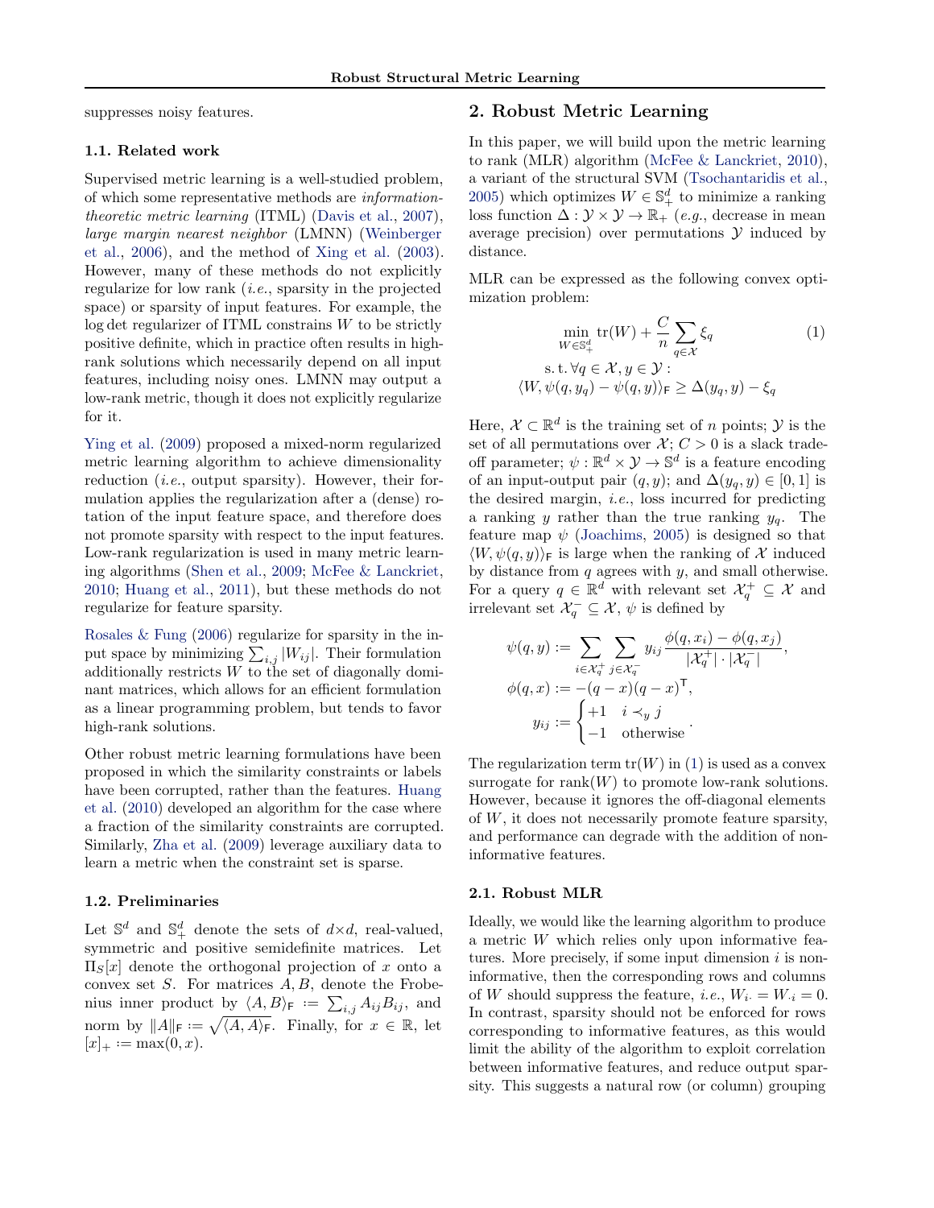suppresses noisy features.

### 1.1. Related work

Supervised metric learning is a well-studied problem, of which some representative methods are *information-theoretic metric learning* (ITML) (Davis et al., 2007), *large margin nearest neighbor* (LMNN) (Weinberger et al., 2006), and the method of Xing et al. (2003). However, many of these methods do not explicitly regularize for low rank (*i.e.*, sparsity in the projected space) or sparsity of input features. For example, the log det regularizer of ITML constrains $W$ to be strictly positive definite, which in practice often results in high-rank solutions which necessarily depend on all input features, including noisy ones. LMNN may output a low-rank metric, though it does not explicitly regularize for it.

Ying et al. (2009) proposed a mixed-norm regularized metric learning algorithm to achieve dimensionality reduction (*i.e.*, output sparsity). However, their formulation applies the regularization after a (dense) rotation of the input feature space, and therefore does not promote sparsity with respect to the input features. Low-rank regularization is used in many metric learning algorithms (Shen et al., 2009; McFee & Lanckriet, 2010; Huang et al., 2011), but these methods do not regularize for feature sparsity.

Rosales & Fung (2006) regularize for sparsity in the input space by minimizing $\sum_{i,j} |W_{ij}|$. Their formulation additionally restricts $W$ to the set of diagonally dominant matrices, which allows for an efficient formulation as a linear programming problem, but tends to favor high-rank solutions.

Other robust metric learning formulations have been proposed in which the similarity constraints or labels have been corrupted, rather than the features. Huang et al. (2010) developed an algorithm for the case where a fraction of the similarity constraints are corrupted. Similarly, Zha et al. (2009) leverage auxiliary data to learn a metric when the constraint set is sparse.

### 1.2. Preliminaries

Let $\mathbb{S}^d$ and $\mathbb{S}^d_+$ denote the sets of $d \times d$, real-valued, symmetric and positive semidefinite matrices. Let $\Pi_S[x]$ denote the orthogonal projection of $x$ onto a convex set $S$. For matrices $A, B$, denote the Frobenius inner product by $\langle A, B \rangle_\mathsf{F} := \sum_{i,j} A_{ij} B_{ij}$, and norm by $\|A\|_\mathsf{F} := \sqrt{\langle A, A \rangle_\mathsf{F}}$. Finally, for $x \in \mathbb{R}$, let $[x]_+ := \max(0, x)$.

## 2. Robust Metric Learning

In this paper, we will build upon the metric learning to rank (MLR) algorithm (McFee & Lanckriet, 2010), a variant of the structural SVM (Tsochantaridis et al., 2005) which optimizes $W \in \mathbb{S}^d_+$ to minimize a ranking loss function $\Delta : \mathcal{Y} \times \mathcal{Y} \to \mathbb{R}_+$ (*e.g.*, decrease in mean average precision) over permutations $\mathcal{Y}$ induced by distance.

MLR can be expressed as the following convex optimization problem:

$$
\begin{aligned}
\min_{W \in \mathbb{S}^d_+} \ & \operatorname{tr}(W) + \frac{C}{n} \sum_{q \in \mathcal{X}} \xi_q \\
\text{s.t.}\ & \forall q \in \mathcal{X}, y \in \mathcal{Y}: \\
& \langle W, \psi(q, y_q) - \psi(q, y) \rangle_\mathsf{F} \geq \Delta(y_q, y) - \xi_q
\end{aligned} \tag{1}
$$

Here, $\mathcal{X} \subset \mathbb{R}^d$ is the training set of $n$ points; $\mathcal{Y}$ is the set of all permutations over $\mathcal{X}$; $C > 0$ is a slack trade-off parameter; $\psi : \mathbb{R}^d \times \mathcal{Y} \to \mathbb{S}^d$ is a feature encoding of an input-output pair $(q, y)$; and $\Delta(y_q, y) \in [0, 1]$ is the desired margin, *i.e.*, loss incurred for predicting a ranking $y$ rather than the true ranking $y_q$. The feature map $\psi$ (Joachims, 2005) is designed so that $\langle W, \psi(q, y) \rangle_\mathsf{F}$ is large when the ranking of $\mathcal{X}$ induced by distance from $q$ agrees with $y$, and small otherwise. For a query $q \in \mathbb{R}^d$ with relevant set $\mathcal{X}^+_q \subseteq \mathcal{X}$ and irrelevant set $\mathcal{X}^-_q \subseteq \mathcal{X}$, $\psi$ is defined by

$$
\begin{aligned}
\psi(q, y) &:= \sum_{i \in \mathcal{X}^+_q} \sum_{j \in \mathcal{X}^-_q} y_{ij} \frac{\phi(q, x_i) - \phi(q, x_j)}{|\mathcal{X}^+_q| \cdot |\mathcal{X}^-_q|}, \\
\phi(q, x) &:= -(q - x)(q - x)^\mathsf{T}, \\
y_{ij} &:= \begin{cases} +1 & i \prec_y j \\ -1 & \text{otherwise} \end{cases}.
\end{aligned}
$$

The regularization term $\operatorname{tr}(W)$ in (1) is used as a convex surrogate for $\operatorname{rank}(W)$ to promote low-rank solutions. However, because it ignores the off-diagonal elements of $W$, it does not necessarily promote feature sparsity, and performance can degrade with the addition of non-informative features.

### 2.1. Robust MLR

Ideally, we would like the learning algorithm to produce a metric $W$ which relies only upon informative features. More precisely, if some input dimension $i$ is non-informative, then the corresponding rows and columns of $W$ should suppress the feature, *i.e.*, $W_{i\cdot} = W_{\cdot i} = 0$. In contrast, sparsity should not be enforced for rows corresponding to informative features, as this would limit the ability of the algorithm to exploit correlation between informative features, and reduce output sparsity. This suggests a natural row (or column) grouping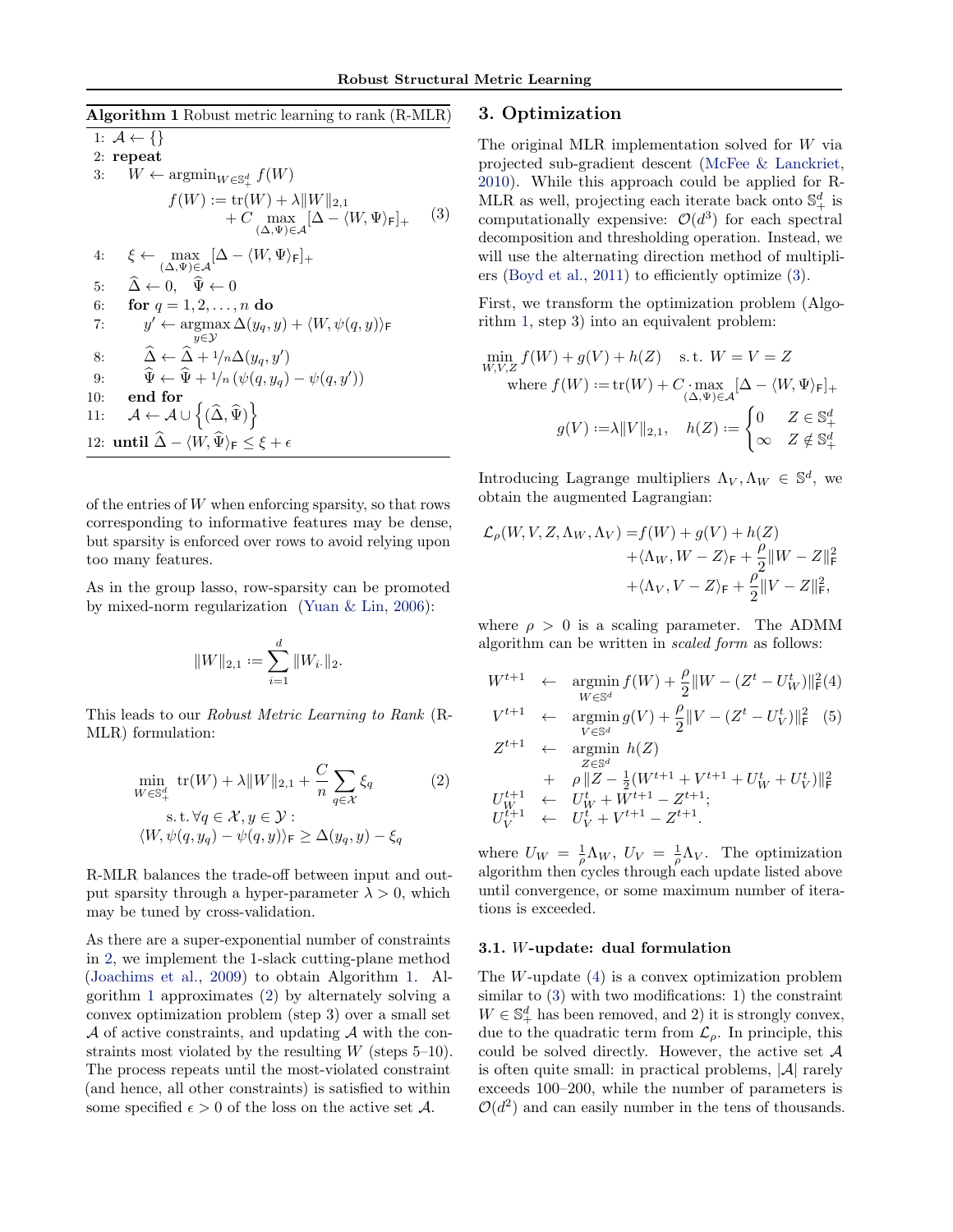**Algorithm 1** Robust metric learning to rank (R-MLR)

1: $\mathcal{A} \leftarrow \{\}$
2: **repeat**
3: $\quad W \leftarrow \operatorname{argmin}_{W \in \mathbb{S}^d_+} f(W)$

$$f(W) := \operatorname{tr}(W) + \lambda \|W\|_{2,1} + C \max_{(\Delta, \Psi) \in \mathcal{A}} [\Delta - \langle W, \Psi \rangle_{\mathsf{F}}]_+ \quad (3)$$

4: $\quad \xi \leftarrow \max_{(\Delta,\Psi)\in\mathcal{A}} [\Delta - \langle W, \Psi\rangle_{\mathsf{F}}]_+$
5: $\quad \widehat{\Delta} \leftarrow 0, \quad \widehat{\Psi} \leftarrow 0$
6: $\quad$ **for** $q = 1, 2, \ldots, n$ **do**
7: $\quad\quad y' \leftarrow \operatorname{argmax}_{y \in \mathcal{Y}} \Delta(y_q, y) + \langle W, \psi(q, y)\rangle_{\mathsf{F}}$
8: $\quad\quad \widehat{\Delta} \leftarrow \widehat{\Delta} + {}^1\!/_n \Delta(y_q, y')$
9: $\quad\quad \widehat{\Psi} \leftarrow \widehat{\Psi} + {}^1\!/_n (\psi(q, y_q) - \psi(q, y'))$
10: $\quad$ **end for**
11: $\quad \mathcal{A} \leftarrow \mathcal{A} \cup \left\{ (\widehat{\Delta}, \widehat{\Psi}) \right\}$
12: **until** $\widehat{\Delta} - \langle W, \widehat{\Psi}\rangle_{\mathsf{F}} \leq \xi + \epsilon$

of the entries of $W$ when enforcing sparsity, so that rows corresponding to informative features may be dense, but sparsity is enforced over rows to avoid relying upon too many features.

As in the group lasso, row-sparsity can be promoted by mixed-norm regularization (Yuan & Lin, 2006):

$$\|W\|_{2,1} := \sum_{i=1}^{d} \|W_{i\cdot}\|_2.$$

This leads to our *Robust Metric Learning to Rank* (R-MLR) formulation:

$$\begin{aligned} \min_{W \in \mathbb{S}^d_+} \ & \operatorname{tr}(W) + \lambda \|W\|_{2,1} + \frac{C}{n} \sum_{q \in \mathcal{X}} \xi_q \qquad (2) \\ \text{s.t.}\ & \forall q \in \mathcal{X}, y \in \mathcal{Y}: \\ & \langle W, \psi(q, y_q) - \psi(q, y)\rangle_{\mathsf{F}} \geq \Delta(y_q, y) - \xi_q \end{aligned}$$

R-MLR balances the trade-off between input and output sparsity through a hyper-parameter $\lambda > 0$, which may be tuned by cross-validation.

As there are a super-exponential number of constraints in 2, we implement the 1-slack cutting-plane method (Joachims et al., 2009) to obtain Algorithm 1. Algorithm 1 approximates (2) by alternately solving a convex optimization problem (step 3) over a small set $\mathcal{A}$ of active constraints, and updating $\mathcal{A}$ with the constraints most violated by the resulting $W$ (steps 5–10). The process repeats until the most-violated constraint (and hence, all other constraints) is satisfied to within some specified $\epsilon > 0$ of the loss on the active set $\mathcal{A}$.

## 3. Optimization

The original MLR implementation solved for $W$ via projected sub-gradient descent (McFee & Lanckriet, 2010). While this approach could be applied for R-MLR as well, projecting each iterate back onto $\mathbb{S}^d_+$ is computationally expensive: $\mathcal{O}(d^3)$ for each spectral decomposition and thresholding operation. Instead, we will use the alternating direction method of multipliers (Boyd et al., 2011) to efficiently optimize (3).

First, we transform the optimization problem (Algorithm 1, step 3) into an equivalent problem:

$$\begin{aligned} \min_{W,V,Z} \ & f(W) + g(V) + h(Z) \quad \text{s.t. } W = V = Z \\ \text{where } & f(W) := \operatorname{tr}(W) + C \cdot \max_{(\Delta,\Psi)\in\mathcal{A}} [\Delta - \langle W, \Psi\rangle_{\mathsf{F}}]_+ \\ & g(V) := \lambda \|V\|_{2,1}, \quad h(Z) := \begin{cases} 0 & Z \in \mathbb{S}^d_+ \\ \infty & Z \notin \mathbb{S}^d_+ \end{cases} \end{aligned}$$

Introducing Lagrange multipliers $\Lambda_V, \Lambda_W \in \mathbb{S}^d$, we obtain the augmented Lagrangian:

$$\begin{aligned} \mathcal{L}_\rho(W, V, Z, \Lambda_W, \Lambda_V) = & f(W) + g(V) + h(Z) \\ & + \langle \Lambda_W, W - Z\rangle_{\mathsf{F}} + \frac{\rho}{2}\|W - Z\|^2_{\mathsf{F}} \\ & + \langle \Lambda_V, V - Z\rangle_{\mathsf{F}} + \frac{\rho}{2}\|V - Z\|^2_{\mathsf{F}}, \end{aligned}$$

where $\rho > 0$ is a scaling parameter. The ADMM algorithm can be written in *scaled form* as follows:

$$\begin{aligned} W^{t+1} & \leftarrow \operatorname*{argmin}_{W \in \mathbb{S}^d} f(W) + \frac{\rho}{2}\|W - (Z^t - U^t_W)\|^2_{\mathsf{F}} \quad (4) \\ V^{t+1} & \leftarrow \operatorname*{argmin}_{V \in \mathbb{S}^d} g(V) + \frac{\rho}{2}\|V - (Z^t - U^t_V)\|^2_{\mathsf{F}} \quad (5) \\ Z^{t+1} & \leftarrow \operatorname*{argmin}_{Z \in \mathbb{S}^d} \ h(Z) \\ & \quad + \ \rho \left\|Z - \tfrac{1}{2}(W^{t+1} + V^{t+1} + U^t_W + U^t_V)\right\|^2_{\mathsf{F}} \\ U^{t+1}_W & \leftarrow U^t_W + W^{t+1} - Z^{t+1}; \\ U^{t+1}_V & \leftarrow U^t_V + V^{t+1} - Z^{t+1}. \end{aligned}$$

where $U_W = \frac{1}{\rho}\Lambda_W$, $U_V = \frac{1}{\rho}\Lambda_V$. The optimization algorithm then cycles through each update listed above until convergence, or some maximum number of iterations is exceeded.

### 3.1. $W$-update: dual formulation

The $W$-update (4) is a convex optimization problem similar to (3) with two modifications: 1) the constraint $W \in \mathbb{S}^d_+$ has been removed, and 2) it is strongly convex, due to the quadratic term from $\mathcal{L}_\rho$. In principle, this could be solved directly. However, the active set $\mathcal{A}$ is often quite small: in practical problems, $|\mathcal{A}|$ rarely exceeds 100–200, while the number of parameters is $\mathcal{O}(d^2)$ and can easily number in the tens of thousands.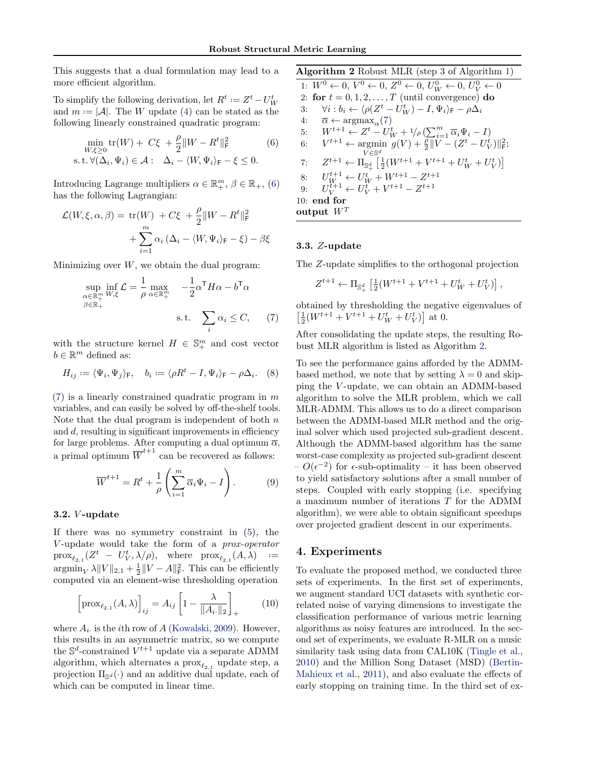This suggests that a dual formulation may lead to a more efficient algorithm.

To simplify the following derivation, let $R^t := Z^t - U_W^t$ and $m := |\mathcal{A}|$. The $W$ update (4) can be stated as the following linearly constrained quadratic program:

$$\min_{W,\xi \geq 0} \operatorname{tr}(W) + C\xi + \frac{\rho}{2}\|W - R^t\|_\mathsf{F}^2 \quad (6)$$
$$\text{s.t.} \forall (\Delta_i, \Psi_i) \in \mathcal{A}: \quad \Delta_i - \langle W, \Psi_i \rangle_\mathsf{F} - \xi \leq 0.$$

Introducing Lagrange multipliers $\alpha \in \mathbb{R}_+^m$, $\beta \in \mathbb{R}_+$, (6) has the following Lagrangian:

$$\mathcal{L}(W, \xi, \alpha, \beta) = \operatorname{tr}(W) + C\xi + \frac{\rho}{2}\|W - R^t\|_\mathsf{F}^2 + \sum_{i=1}^m \alpha_i \left(\Delta_i - \langle W, \Psi_i \rangle_\mathsf{F} - \xi\right) - \beta\xi$$

Minimizing over $W$, we obtain the dual program:

$$\sup_{\substack{\alpha \in \mathbb{R}_+^m \\ \beta \in \mathbb{R}_+}} \inf_{W,\xi} \mathcal{L} = \frac{1}{\rho} \max_{\alpha \in \mathbb{R}_+^m} \quad -\frac{1}{2}\alpha^\mathsf{T} H \alpha - b^\mathsf{T}\alpha$$
$$\text{s.t.} \quad \sum_i \alpha_i \leq C, \quad (7)$$

with the structure kernel $H \in \mathbb{S}_+^m$ and cost vector $b \in \mathbb{R}^m$ defined as:

$$H_{ij} := \langle \Psi_i, \Psi_j \rangle_\mathsf{F}, \quad b_i := \langle \rho R^t - I, \Psi_i \rangle_\mathsf{F} - \rho \Delta_i. \quad (8)$$

(7) is a linearly constrained quadratic program in $m$ variables, and can easily be solved by off-the-shelf tools. Note that the dual program is independent of both $n$ and $d$, resulting in significant improvements in efficiency for large problems. After computing a dual optimum $\overline{\alpha}$, a primal optimum $\overline{W}^{t+1}$ can be recovered as follows:

$$\overline{W}^{t+1} = R^t + \frac{1}{\rho}\left(\sum_{i=1}^m \overline{\alpha}_i \Psi_i - I\right). \quad (9)$$

### 3.2. $V$-update

If there was no symmetry constraint in (5), the $V$-update would take the form of a *prox-operator* $\operatorname{prox}_{\ell_{2,1}}(Z^t - U_V^t, \lambda/\rho)$, where $\operatorname{prox}_{\ell_{2,1}}(A, \lambda) := \operatorname{argmin}_V \lambda\|V\|_{2,1} + \frac{1}{2}\|V - A\|_\mathsf{F}^2$. This can be efficiently computed via an element-wise thresholding operation

$$\left[\operatorname{prox}_{\ell_{2,1}}(A, \lambda)\right]_{ij} = A_{ij}\left[1 - \frac{\lambda}{\|A_{i\cdot}\|_2}\right]_+ \quad (10)$$

where $A_{i\cdot}$ is the $i$th row of $A$ (Kowalski, 2009). However, this results in an asymmetric matrix, so we compute the $\mathbb{S}^d$-constrained $V^{t+1}$ update via a separate ADMM algorithm, which alternates a $\operatorname{prox}_{\ell_{2,1}}$ update step, a projection $\Pi_{\mathbb{S}^d}(\cdot)$ and an additive dual update, each of which can be computed in linear time.

**Algorithm 2** Robust MLR (step 3 of Algorithm 1)

1: $W^0 \leftarrow 0$, $V^0 \leftarrow 0$, $Z^0 \leftarrow 0$, $U_W^0 \leftarrow 0$, $U_V^0 \leftarrow 0$
2: **for** $t = 0, 1, 2, \ldots, T$ (until convergence) **do**
3: $\quad \forall i : b_i \leftarrow \langle \rho(Z^t - U_W^t) - I, \Psi_i \rangle_\mathsf{F} - \rho\Delta_i$
4: $\quad \overline{\alpha} \leftarrow \operatorname{argmax}_\alpha (7)$
5: $\quad W^{t+1} \leftarrow Z^t - U_W^t + {}^1\!/\!_\rho \left(\sum_{i=1}^m \overline{\alpha}_i \Psi_i - I\right)$
6: $\quad V^{t+1} \leftarrow \operatorname{argmin}_{V \in \mathbb{S}^d} g(V) + \frac{\rho}{2}\|V - (Z^t - U_V^t)\|_\mathsf{F}^2$;
7: $\quad Z^{t+1} \leftarrow \Pi_{\mathbb{S}_+^d}\left[\frac{1}{2}(W^{t+1} + V^{t+1} + U_W^t + U_V^t)\right]$
8: $\quad U_W^{t+1} \leftarrow U_W^t + W^{t+1} - Z^{t+1}$
9: $\quad U_V^{t+1} \leftarrow U_V^t + V^{t+1} - Z^{t+1}$
10: **end for**
**output** $W^T$

### 3.3. $Z$-update

The $Z$-update simplifies to the orthogonal projection

$$Z^{t+1} \leftarrow \Pi_{\mathbb{S}_+^d}\left[\tfrac{1}{2}(W^{t+1} + V^{t+1} + U_W^t + U_V^t)\right],$$

obtained by thresholding the negative eigenvalues of $\left[\frac{1}{2}(W^{t+1} + V^{t+1} + U_W^t + U_V^t)\right]$ at 0.

After consolidating the update steps, the resulting Robust MLR algorithm is listed as Algorithm 2.

To see the performance gains afforded by the ADMM-based method, we note that by setting $\lambda = 0$ and skipping the $V$-update, we can obtain an ADMM-based algorithm to solve the MLR problem, which we call MLR-ADMM. This allows us to do a direct comparison between the ADMM-based MLR method and the original solver which used projected sub-gradient descent. Although the ADMM-based algorithm has the same worst-case complexity as projected sub-gradient descent – $O(\epsilon^{-2})$ for $\epsilon$-sub-optimality – it has been observed to yield satisfactory solutions after a small number of steps. Coupled with early stopping (i.e. specifying a maximum number of iterations $T$ for the ADMM algorithm), we were able to obtain significant speedups over projected gradient descent in our experiments.

## 4. Experiments

To evaluate the proposed method, we conducted three sets of experiments. In the first set of experiments, we augment standard UCI datasets with synthetic correlated noise of varying dimensions to investigate the classification performance of various metric learning algorithms as noisy features are introduced. In the second set of experiments, we evaluate R-MLR on a music similarity task using data from CAL10K (Tingle et al., 2010) and the Million Song Dataset (MSD) (Bertin-Mahieux et al., 2011), and also evaluate the effects of early stopping on training time. In the third set of ex-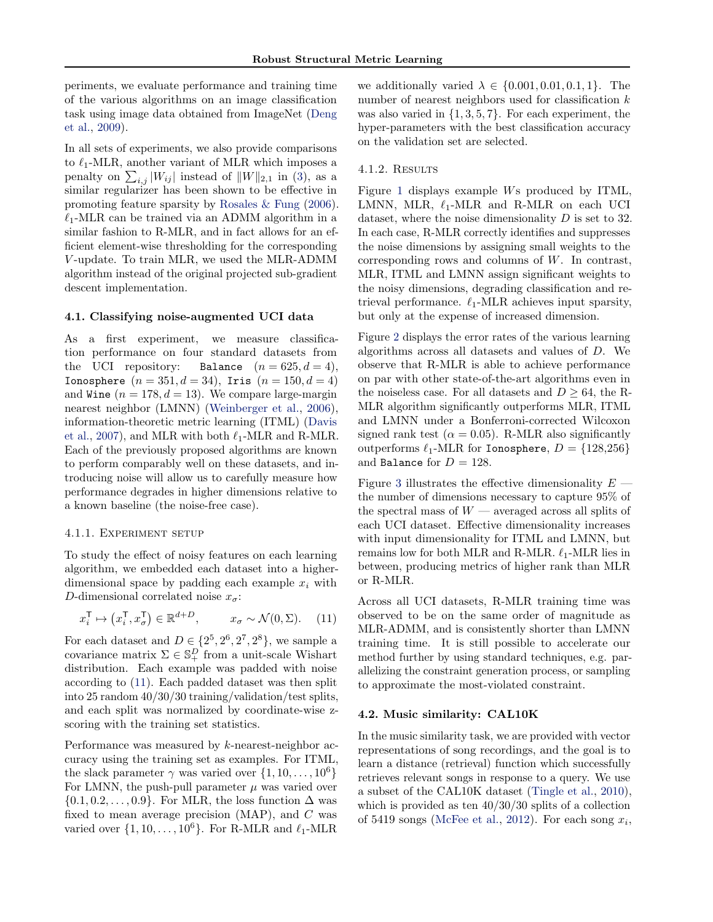periments, we evaluate performance and training time of the various algorithms on an image classification task using image data obtained from ImageNet (Deng et al., 2009).

In all sets of experiments, we also provide comparisons to $\ell_1$-MLR, another variant of MLR which imposes a penalty on $\sum_{i,j} |W_{ij}|$ instead of $\|W\|_{2,1}$ in (3), as a similar regularizer has been shown to be effective in promoting feature sparsity by Rosales & Fung (2006). $\ell_1$-MLR can be trained via an ADMM algorithm in a similar fashion to R-MLR, and in fact allows for an efficient element-wise thresholding for the corresponding $V$-update. To train MLR, we used the MLR-ADMM algorithm instead of the original projected sub-gradient descent implementation.

### 4.1. Classifying noise-augmented UCI data

As a first experiment, we measure classification performance on four standard datasets from the UCI repository: `Balance` $(n = 625, d = 4)$, `Ionosphere` $(n = 351, d = 34)$, `Iris` $(n = 150, d = 4)$ and `Wine` $(n = 178, d = 13)$. We compare large-margin nearest neighbor (LMNN) (Weinberger et al., 2006), information-theoretic metric learning (ITML) (Davis et al., 2007), and MLR with both $\ell_1$-MLR and R-MLR. Each of the previously proposed algorithms are known to perform comparably well on these datasets, and introducing noise will allow us to carefully measure how performance degrades in higher dimensions relative to a known baseline (the noise-free case).

#### 4.1.1. Experiment setup

To study the effect of noisy features on each learning algorithm, we embedded each dataset into a higher-dimensional space by padding each example $x_i$ with $D$-dimensional correlated noise $x_\sigma$:

$$x_i^{\mathsf{T}} \mapsto \left(x_i^{\mathsf{T}}, x_\sigma^{\mathsf{T}}\right) \in \mathbb{R}^{d+D}, \qquad x_\sigma \sim \mathcal{N}(0, \Sigma). \quad (11)$$

For each dataset and $D \in \{2^5, 2^6, 2^7, 2^8\}$, we sample a covariance matrix $\Sigma \in \mathbb{S}_+^D$ from a unit-scale Wishart distribution. Each example was padded with noise according to (11). Each padded dataset was then split into 25 random 40/30/30 training/validation/test splits, and each split was normalized by coordinate-wise z-scoring with the training set statistics.

Performance was measured by $k$-nearest-neighbor accuracy using the training set as examples. For ITML, the slack parameter $\gamma$ was varied over $\{1, 10, \ldots, 10^6\}$ For LMNN, the push-pull parameter $\mu$ was varied over $\{0.1, 0.2, \ldots, 0.9\}$. For MLR, the loss function $\Delta$ was fixed to mean average precision (MAP), and $C$ was varied over $\{1, 10, \ldots, 10^6\}$. For R-MLR and $\ell_1$-MLR we additionally varied $\lambda \in \{0.001, 0.01, 0.1, 1\}$. The number of nearest neighbors used for classification $k$ was also varied in $\{1, 3, 5, 7\}$. For each experiment, the hyper-parameters with the best classification accuracy on the validation set are selected.

#### 4.1.2. Results

Figure 1 displays example $W$s produced by ITML, LMNN, MLR, $\ell_1$-MLR and R-MLR on each UCI dataset, where the noise dimensionality $D$ is set to 32. In each case, R-MLR correctly identifies and suppresses the noise dimensions by assigning small weights to the corresponding rows and columns of $W$. In contrast, MLR, ITML and LMNN assign significant weights to the noisy dimensions, degrading classification and retrieval performance. $\ell_1$-MLR achieves input sparsity, but only at the expense of increased dimension.

Figure 2 displays the error rates of the various learning algorithms across all datasets and values of $D$. We observe that R-MLR is able to achieve performance on par with other state-of-the-art algorithms even in the noiseless case. For all datasets and $D \geq 64$, the R-MLR algorithm significantly outperforms MLR, ITML and LMNN under a Bonferroni-corrected Wilcoxon signed rank test $(\alpha = 0.05)$. R-MLR also significantly outperforms $\ell_1$-MLR for `Ionosphere`, $D = \{128,256\}$ and `Balance` for $D = 128$.

Figure 3 illustrates the effective dimensionality $E$ — the number of dimensions necessary to capture 95% of the spectral mass of $W$ — averaged across all splits of each UCI dataset. Effective dimensionality increases with input dimensionality for ITML and LMNN, but remains low for both MLR and R-MLR. $\ell_1$-MLR lies in between, producing metrics of higher rank than MLR or R-MLR.

Across all UCI datasets, R-MLR training time was observed to be on the same order of magnitude as MLR-ADMM, and is consistently shorter than LMNN training time. It is still possible to accelerate our method further by using standard techniques, e.g. parallelizing the constraint generation process, or sampling to approximate the most-violated constraint.

### 4.2. Music similarity: CAL10K

In the music similarity task, we are provided with vector representations of song recordings, and the goal is to learn a distance (retrieval) function which successfully retrieves relevant songs in response to a query. We use a subset of the CAL10K dataset (Tingle et al., 2010), which is provided as ten 40/30/30 splits of a collection of 5419 songs (McFee et al., 2012). For each song $x_i$,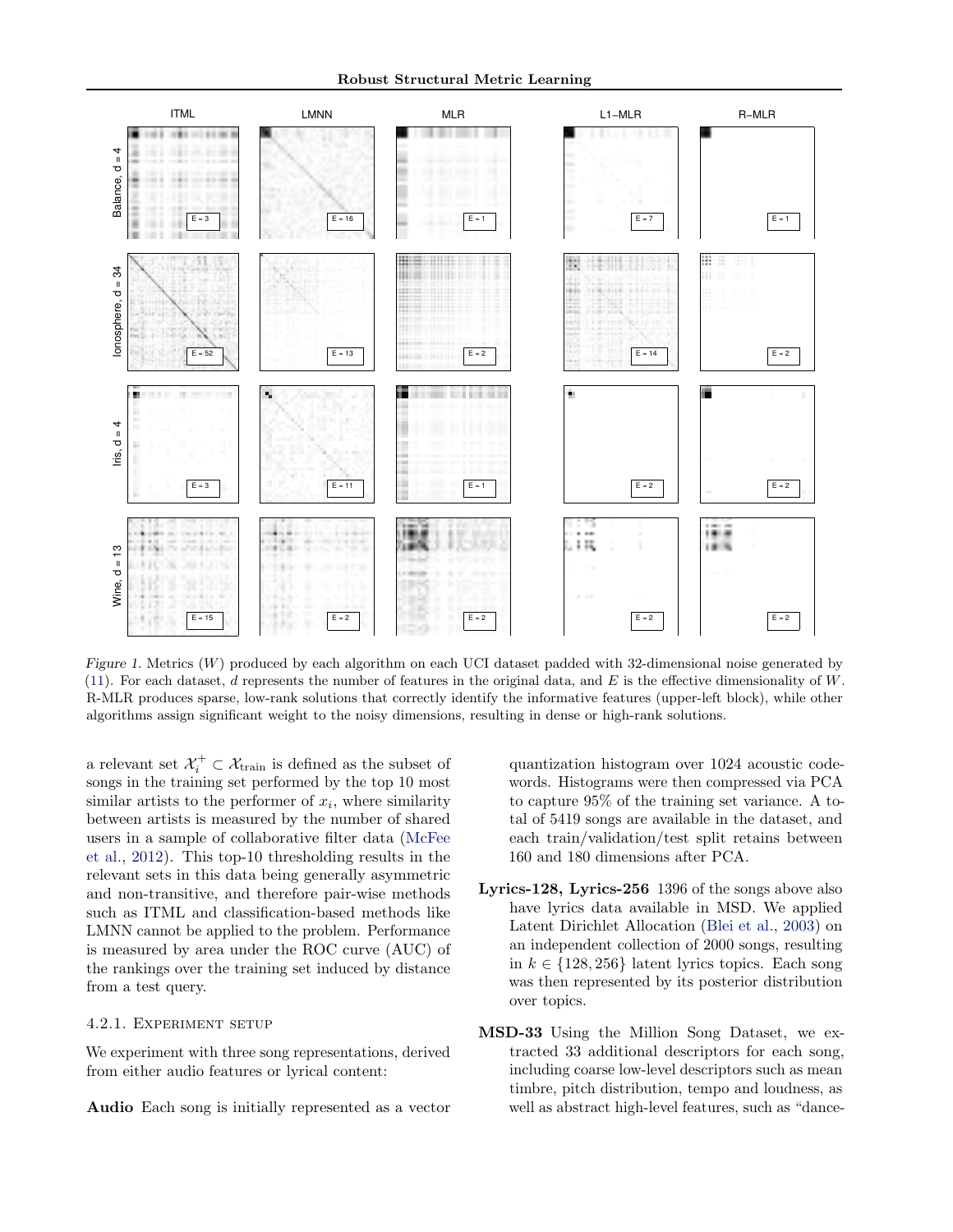ITML LMNN MLR L1−MLR R−MLR

Balance, d = 4

E = 3 E = 16 E = 1 E = 7 E = 1

Ionosphere, d = 34

E = 52 E = 13 E = 2 E = 14 E = 2

Iris, d = 4

E = 3 E = 11 E = 1 E = 2 E = 2

Wine, d = 13

E = 15 E = 2 E = 2 E = 2 E = 2

*Figure 1.* Metrics ($W$) produced by each algorithm on each UCI dataset padded with 32-dimensional noise generated by (11). For each dataset, $d$ represents the number of features in the original data, and $E$ is the effective dimensionality of $W$. R-MLR produces sparse, low-rank solutions that correctly identify the informative features (upper-left block), while other algorithms assign significant weight to the noisy dimensions, resulting in dense or high-rank solutions.

a relevant set $\mathcal{X}_i^+ \subset \mathcal{X}_{\text{train}}$ is defined as the subset of songs in the training set performed by the top 10 most similar artists to the performer of $x_i$, where similarity between artists is measured by the number of shared users in a sample of collaborative filter data (McFee et al., 2012). This top-10 thresholding results in the relevant sets in this data being generally asymmetric and non-transitive, and therefore pair-wise methods such as ITML and classification-based methods like LMNN cannot be applied to the problem. Performance is measured by area under the ROC curve (AUC) of the rankings over the training set induced by distance from a test query.

#### 4.2.1. Experiment setup

We experiment with three song representations, derived from either audio features or lyrical content:

**Audio** Each song is initially represented as a vector quantization histogram over 1024 acoustic codewords. Histograms were then compressed via PCA to capture 95% of the training set variance. A total of 5419 songs are available in the dataset, and each train/validation/test split retains between 160 and 180 dimensions after PCA.

**Lyrics-128, Lyrics-256** 1396 of the songs above also have lyrics data available in MSD. We applied Latent Dirichlet Allocation (Blei et al., 2003) on an independent collection of 2000 songs, resulting in $k \in \{128, 256\}$ latent lyrics topics. Each song was then represented by its posterior distribution over topics.

**MSD-33** Using the Million Song Dataset, we extracted 33 additional descriptors for each song, including coarse low-level descriptors such as mean timbre, pitch distribution, tempo and loudness, as well as abstract high-level features, such as "dance-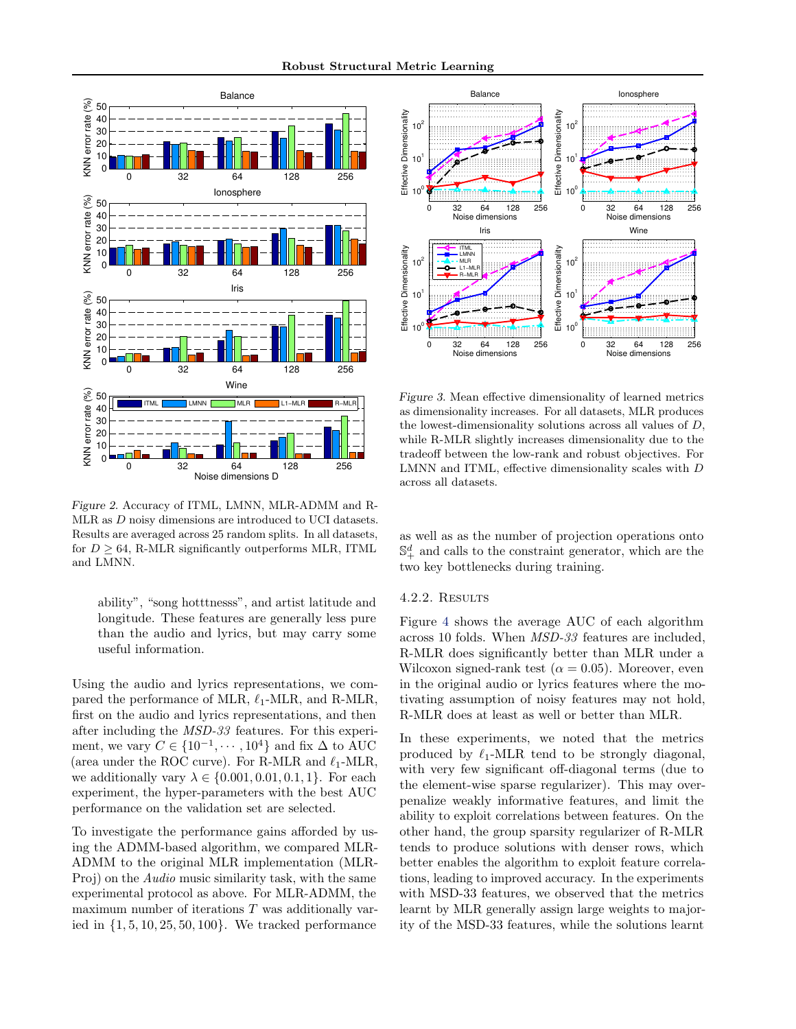Balance

KNN error rate (%)

50 40 30 20 10 0

0 32 64 128 256

Ionosphere

KNN error rate (%)

50 40 30 20 10 0

0 32 64 128 256

Iris

KNN error rate (%)

50 40 30 20 10 0

0 32 64 128 256

Wine

KNN error rate (%)

50 40 30 20 10 0

ITML LMNN MLR L1−MLR R−MLR

0 32 64 128 256

Noise dimensions D

*Figure 2.* Accuracy of ITML, LMNN, MLR-ADMM and R-MLR as $D$ noisy dimensions are introduced to UCI datasets. Results are averaged across 25 random splits. In all datasets, for $D \geq 64$, R-MLR significantly outperforms MLR, ITML and LMNN.

ability", "song hotttnesss", and artist latitude and longitude. These features are generally less pure than the audio and lyrics, but may carry some useful information.

Using the audio and lyrics representations, we compared the performance of MLR, $\ell_1$-MLR, and R-MLR, first on the audio and lyrics representations, and then after including the *MSD-33* features. For this experiment, we vary $C \in \{10^{-1}, \cdots, 10^4\}$ and fix $\Delta$ to AUC (area under the ROC curve). For R-MLR and $\ell_1$-MLR, we additionally vary $\lambda \in \{0.001, 0.01, 0.1, 1\}$. For each experiment, the hyper-parameters with the best AUC performance on the validation set are selected.

To investigate the performance gains afforded by using the ADMM-based algorithm, we compared MLR-ADMM to the original MLR implementation (MLR-Proj) on the *Audio* music similarity task, with the same experimental protocol as above. For MLR-ADMM, the maximum number of iterations $T$ was additionally varied in $\{1, 5, 10, 25, 50, 100\}$. We tracked performance

Balance

Effective Dimensionality

$10^2$ $10^1$ $10^0$

0 32 64 128 256

Noise dimensions

Ionosphere

Effective Dimensionality

$10^2$ $10^1$ $10^0$

0 32 64 128 256

Noise dimensions

Iris

Effective Dimensionality

ITML LMNN MLR L1−MLR R−MLR

$10^2$ $10^1$ $10^0$

0 32 64 128 256

Noise dimensions

Wine

Effective Dimensionality

$10^2$ $10^1$ $10^0$

0 32 64 128 256

Noise dimensions

*Figure 3.* Mean effective dimensionality of learned metrics as dimensionality increases. For all datasets, MLR produces the lowest-dimensionality solutions across all values of $D$, while R-MLR slightly increases dimensionality due to the tradeoff between the low-rank and robust objectives. For LMNN and ITML, effective dimensionality scales with $D$ across all datasets.

as well as as the number of projection operations onto $\mathbb{S}^d_+$ and calls to the constraint generator, which are the two key bottlenecks during training.

### 4.2.2. Results

Figure 4 shows the average AUC of each algorithm across 10 folds. When *MSD-33* features are included, R-MLR does significantly better than MLR under a Wilcoxon signed-rank test ($\alpha = 0.05$). Moreover, even in the original audio or lyrics features where the motivating assumption of noisy features may not hold, R-MLR does at least as well or better than MLR.

In these experiments, we noted that the metrics produced by $\ell_1$-MLR tend to be strongly diagonal, with very few significant off-diagonal terms (due to the element-wise sparse regularizer). This may over-penalize weakly informative features, and limit the ability to exploit correlations between features. On the other hand, the group sparsity regularizer of R-MLR tends to produce solutions with denser rows, which better enables the algorithm to exploit feature correlations, leading to improved accuracy. In the experiments with MSD-33 features, we observed that the metrics learnt by MLR generally assign large weights to majority of the MSD-33 features, while the solutions learnt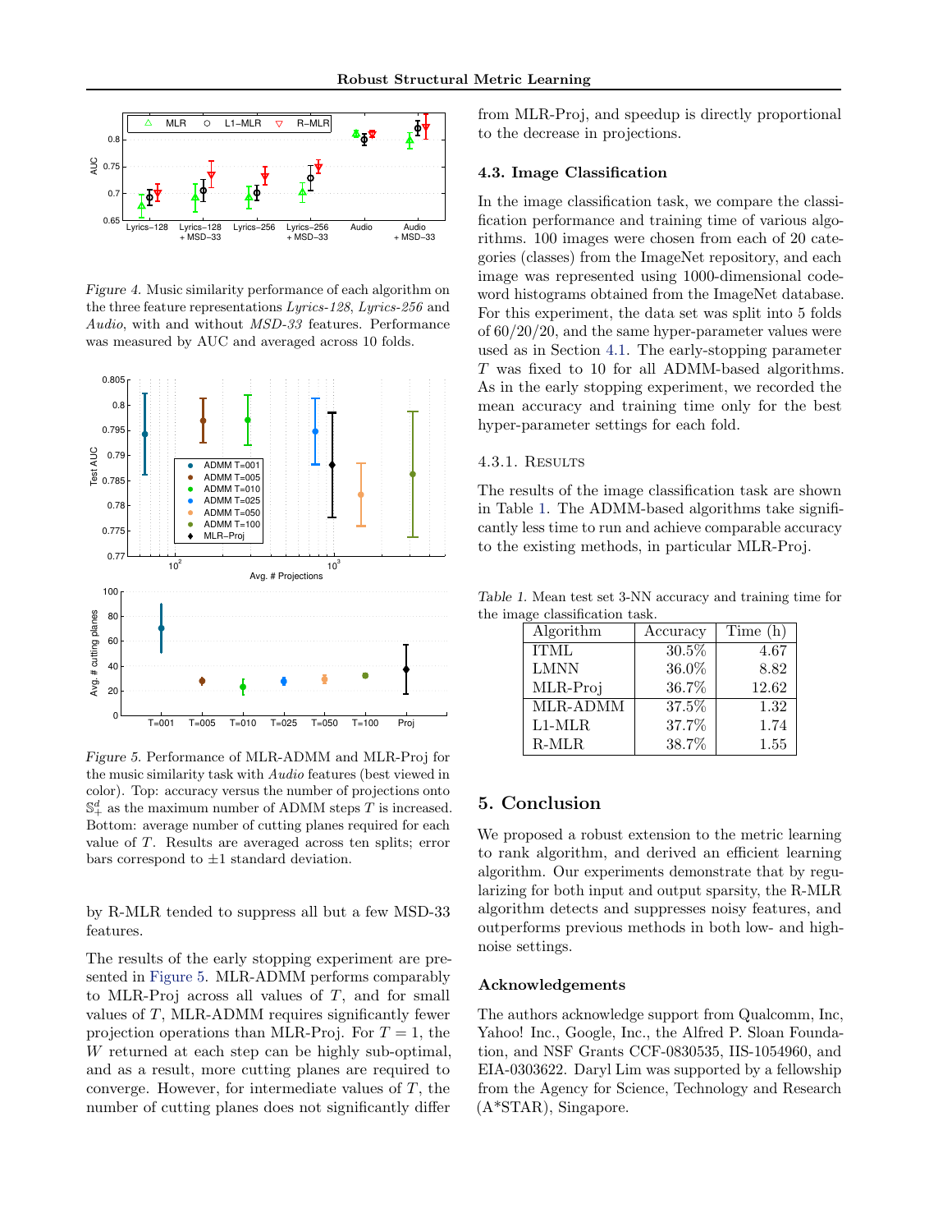MLR L1–MLR R–MLR

AUC

0.8
0.75
0.7
0.65

Lyrics–128
Lyrics–128 + MSD–33
Lyrics–256
Lyrics–256 + MSD–33
Audio
Audio + MSD–33

*Figure 4.* Music similarity performance of each algorithm on the three feature representations *Lyrics-128*, *Lyrics-256* and *Audio*, with and without *MSD-33* features. Performance was measured by AUC and averaged across 10 folds.

Test AUC

0.805
0.8
0.795
0.79
0.785
0.78
0.775
0.77

ADMM T=001
ADMM T=005
ADMM T=010
ADMM T=025
ADMM T=050
ADMM T=100
MLR–Proj

$10^2$
$10^3$

Avg. # Projections

Avg. # cutting planes

100
80
60
40
20
0

T=001 T=005 T=010 T=025 T=050 T=100 Proj

*Figure 5.* Performance of MLR-ADMM and MLR-Proj for the music similarity task with *Audio* features (best viewed in color). Top: accuracy versus the number of projections onto $\mathbb{S}_+^d$ as the maximum number of ADMM steps $T$ is increased. Bottom: average number of cutting planes required for each value of $T$. Results are averaged across ten splits; error bars correspond to $\pm 1$ standard deviation.

by R-MLR tended to suppress all but a few MSD-33 features.

The results of the early stopping experiment are presented in Figure 5. MLR-ADMM performs comparably to MLR-Proj across all values of $T$, and for small values of $T$, MLR-ADMM requires significantly fewer projection operations than MLR-Proj. For $T = 1$, the $W$ returned at each step can be highly sub-optimal, and as a result, more cutting planes are required to converge. However, for intermediate values of $T$, the number of cutting planes does not significantly differ from MLR-Proj, and speedup is directly proportional to the decrease in projections.

### 4.3. Image Classification

In the image classification task, we compare the classification performance and training time of various algorithms. 100 images were chosen from each of 20 categories (classes) from the ImageNet repository, and each image was represented using 1000-dimensional codeword histograms obtained from the ImageNet database. For this experiment, the data set was split into 5 folds of 60/20/20, and the same hyper-parameter values were used as in Section 4.1. The early-stopping parameter $T$ was fixed to 10 for all ADMM-based algorithms. As in the early stopping experiment, we recorded the mean accuracy and training time only for the best hyper-parameter settings for each fold.

#### 4.3.1. Results

The results of the image classification task are shown in Table 1. The ADMM-based algorithms take significantly less time to run and achieve comparable accuracy to the existing methods, in particular MLR-Proj.

*Table 1.* Mean test set 3-NN accuracy and training time for the image classification task.

| Algorithm | Accuracy | Time (h) |
|---|---|---|
| ITML | 30.5% | 4.67 |
| LMNN | 36.0% | 8.82 |
| MLR-Proj | 36.7% | 12.62 |
| MLR-ADMM | 37.5% | 1.32 |
| L1-MLR | 37.7% | 1.74 |
| R-MLR | 38.7% | 1.55 |

## 5. Conclusion

We proposed a robust extension to the metric learning to rank algorithm, and derived an efficient learning algorithm. Our experiments demonstrate that by regularizing for both input and output sparsity, the R-MLR algorithm detects and suppresses noisy features, and outperforms previous methods in both low- and high-noise settings.

### Acknowledgements

The authors acknowledge support from Qualcomm, Inc, Yahoo! Inc., Google, Inc., the Alfred P. Sloan Foundation, and NSF Grants CCF-0830535, IIS-1054960, and EIA-0303622. Daryl Lim was supported by a fellowship from the Agency for Science, Technology and Research (A*STAR), Singapore.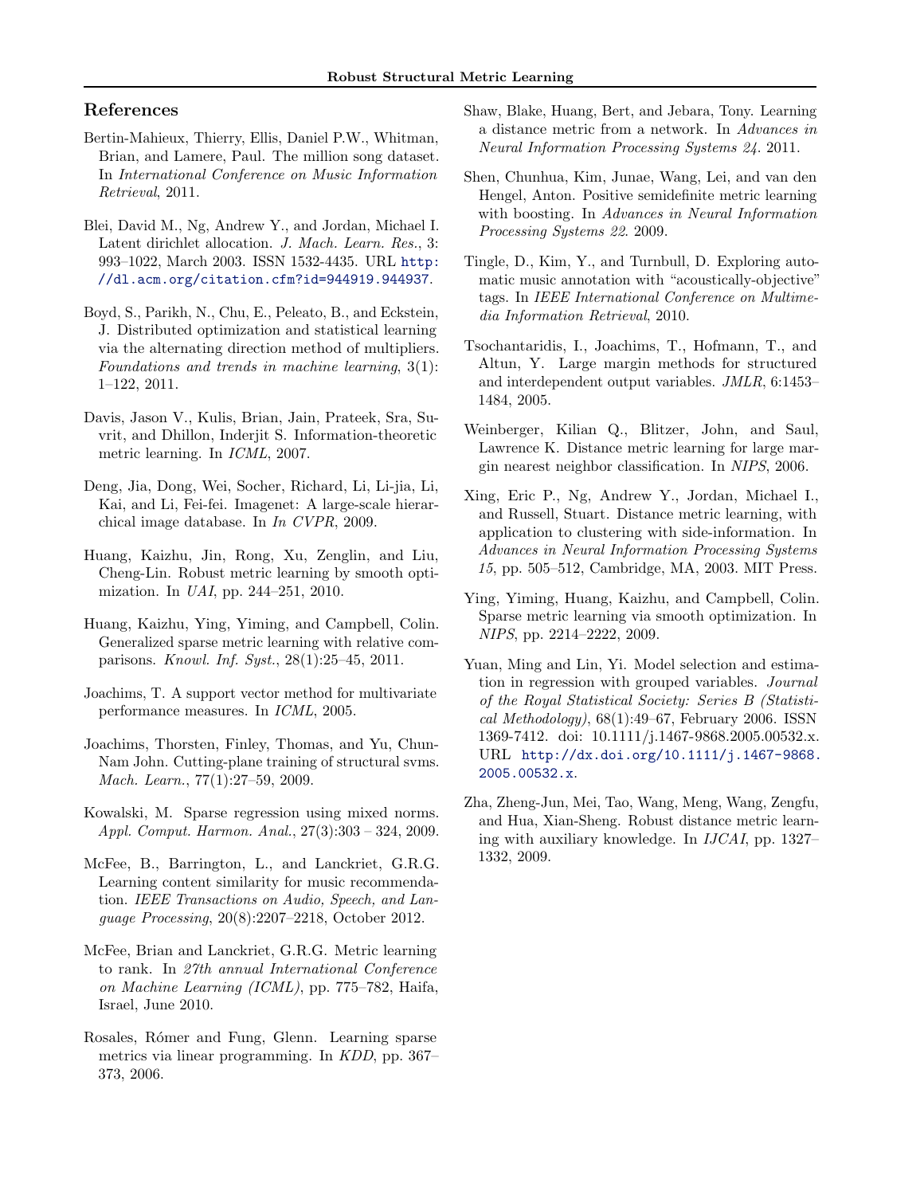## References

Bertin-Mahieux, Thierry, Ellis, Daniel P.W., Whitman, Brian, and Lamere, Paul. The million song dataset. In *International Conference on Music Information Retrieval*, 2011.

Blei, David M., Ng, Andrew Y., and Jordan, Michael I. Latent dirichlet allocation. *J. Mach. Learn. Res.*, 3: 993–1022, March 2003. ISSN 1532-4435. URL http://dl.acm.org/citation.cfm?id=944919.944937.

Boyd, S., Parikh, N., Chu, E., Peleato, B., and Eckstein, J. Distributed optimization and statistical learning via the alternating direction method of multipliers. *Foundations and trends in machine learning*, 3(1): 1–122, 2011.

Davis, Jason V., Kulis, Brian, Jain, Prateek, Sra, Suvrit, and Dhillon, Inderjit S. Information-theoretic metric learning. In *ICML*, 2007.

Deng, Jia, Dong, Wei, Socher, Richard, Li, Li-jia, Li, Kai, and Li, Fei-fei. Imagenet: A large-scale hierarchical image database. In *In CVPR*, 2009.

Huang, Kaizhu, Jin, Rong, Xu, Zenglin, and Liu, Cheng-Lin. Robust metric learning by smooth optimization. In *UAI*, pp. 244–251, 2010.

Huang, Kaizhu, Ying, Yiming, and Campbell, Colin. Generalized sparse metric learning with relative comparisons. *Knowl. Inf. Syst.*, 28(1):25–45, 2011.

Joachims, T. A support vector method for multivariate performance measures. In *ICML*, 2005.

Joachims, Thorsten, Finley, Thomas, and Yu, Chun-Nam John. Cutting-plane training of structural svms. *Mach. Learn.*, 77(1):27–59, 2009.

Kowalski, M. Sparse regression using mixed norms. *Appl. Comput. Harmon. Anal.*, 27(3):303 – 324, 2009.

McFee, B., Barrington, L., and Lanckriet, G.R.G. Learning content similarity for music recommendation. *IEEE Transactions on Audio, Speech, and Language Processing*, 20(8):2207–2218, October 2012.

McFee, Brian and Lanckriet, G.R.G. Metric learning to rank. In *27th annual International Conference on Machine Learning (ICML)*, pp. 775–782, Haifa, Israel, June 2010.

Rosales, Rómer and Fung, Glenn. Learning sparse metrics via linear programming. In *KDD*, pp. 367–373, 2006.

Shaw, Blake, Huang, Bert, and Jebara, Tony. Learning a distance metric from a network. In *Advances in Neural Information Processing Systems 24*. 2011.

Shen, Chunhua, Kim, Junae, Wang, Lei, and van den Hengel, Anton. Positive semidefinite metric learning with boosting. In *Advances in Neural Information Processing Systems 22*. 2009.

Tingle, D., Kim, Y., and Turnbull, D. Exploring automatic music annotation with "acoustically-objective" tags. In *IEEE International Conference on Multimedia Information Retrieval*, 2010.

Tsochantaridis, I., Joachims, T., Hofmann, T., and Altun, Y. Large margin methods for structured and interdependent output variables. *JMLR*, 6:1453–1484, 2005.

Weinberger, Kilian Q., Blitzer, John, and Saul, Lawrence K. Distance metric learning for large margin nearest neighbor classification. In *NIPS*, 2006.

Xing, Eric P., Ng, Andrew Y., Jordan, Michael I., and Russell, Stuart. Distance metric learning, with application to clustering with side-information. In *Advances in Neural Information Processing Systems 15*, pp. 505–512, Cambridge, MA, 2003. MIT Press.

Ying, Yiming, Huang, Kaizhu, and Campbell, Colin. Sparse metric learning via smooth optimization. In *NIPS*, pp. 2214–2222, 2009.

Yuan, Ming and Lin, Yi. Model selection and estimation in regression with grouped variables. *Journal of the Royal Statistical Society: Series B (Statistical Methodology)*, 68(1):49–67, February 2006. ISSN 1369-7412. doi: 10.1111/j.1467-9868.2005.00532.x. URL http://dx.doi.org/10.1111/j.1467-9868.2005.00532.x.

Zha, Zheng-Jun, Mei, Tao, Wang, Meng, Wang, Zengfu, and Hua, Xian-Sheng. Robust distance metric learning with auxiliary knowledge. In *IJCAI*, pp. 1327–1332, 2009.